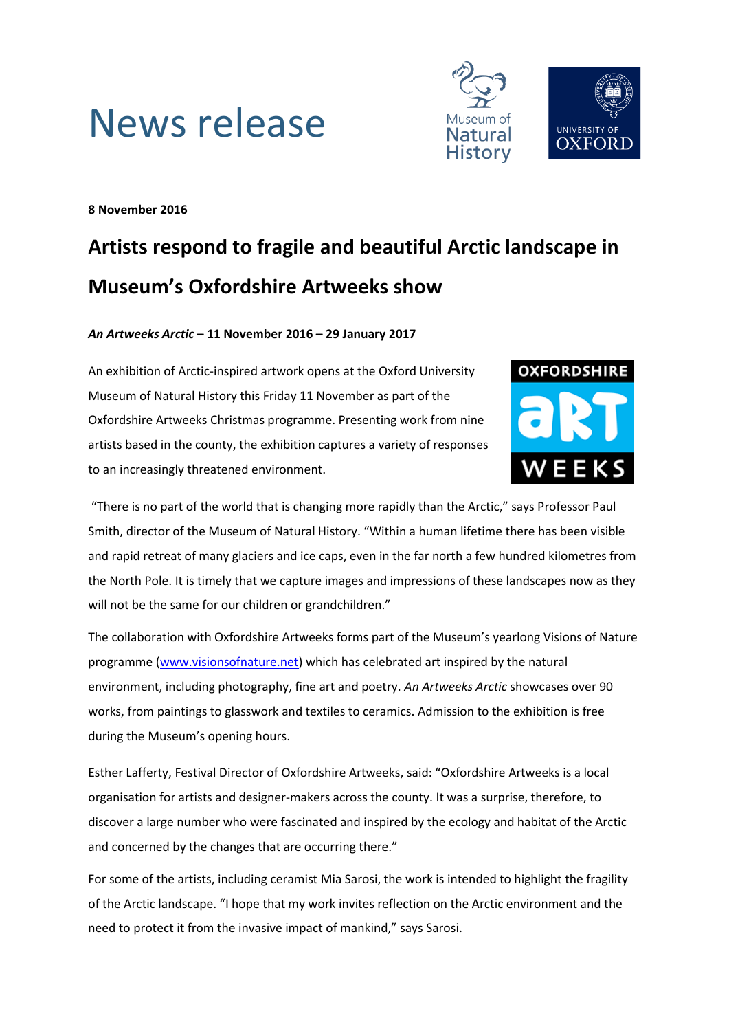# News release

**8 November 2016**

## Artists respond to fragile and beautiful Arctic landscape in Museum's Oxfordshire Artweeks show

***An Artweeks Arctic* – 11 November 2016 – 29 January 2017**

An exhibition of Arctic-inspired artwork opens at the Oxford University Museum of Natural History this Friday 11 November as part of the Oxfordshire Artweeks Christmas programme. Presenting work from nine artists based in the county, the exhibition captures a variety of responses to an increasingly threatened environment.

"There is no part of the world that is changing more rapidly than the Arctic," says Professor Paul Smith, director of the Museum of Natural History. "Within a human lifetime there has been visible and rapid retreat of many glaciers and ice caps, even in the far north a few hundred kilometres from the North Pole. It is timely that we capture images and impressions of these landscapes now as they will not be the same for our children or grandchildren."

The collaboration with Oxfordshire Artweeks forms part of the Museum's yearlong Visions of Nature programme (www.visionsofnature.net) which has celebrated art inspired by the natural environment, including photography, fine art and poetry. *An Artweeks Arctic* showcases over 90 works, from paintings to glasswork and textiles to ceramics. Admission to the exhibition is free during the Museum's opening hours.

Esther Lafferty, Festival Director of Oxfordshire Artweeks, said: "Oxfordshire Artweeks is a local organisation for artists and designer-makers across the county. It was a surprise, therefore, to discover a large number who were fascinated and inspired by the ecology and habitat of the Arctic and concerned by the changes that are occurring there."

For some of the artists, including ceramist Mia Sarosi, the work is intended to highlight the fragility of the Arctic landscape. "I hope that my work invites reflection on the Arctic environment and the need to protect it from the invasive impact of mankind," says Sarosi.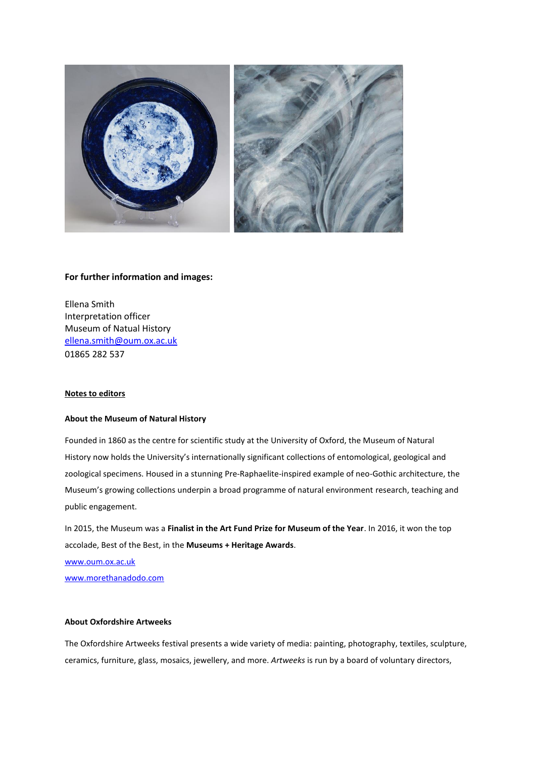**For further information and images:**

Ellena Smith
Interpretation officer
Museum of Natual History
[ellena.smith@oum.ox.ac.uk](mailto:ellena.smith@oum.ox.ac.uk)
01865 282 537

**Notes to editors**

**About the Museum of Natural History**

Founded in 1860 as the centre for scientific study at the University of Oxford, the Museum of Natural History now holds the University's internationally significant collections of entomological, geological and zoological specimens. Housed in a stunning Pre-Raphaelite-inspired example of neo-Gothic architecture, the Museum's growing collections underpin a broad programme of natural environment research, teaching and public engagement.

In 2015, the Museum was a **Finalist in the Art Fund Prize for Museum of the Year**. In 2016, it won the top accolade, Best of the Best, in the **Museums + Heritage Awards**.

[www.oum.ox.ac.uk](http://www.oum.ox.ac.uk)

[www.morethanadodo.com](http://www.morethanadodo.com)

**About Oxfordshire Artweeks**

The Oxfordshire Artweeks festival presents a wide variety of media: painting, photography, textiles, sculpture, ceramics, furniture, glass, mosaics, jewellery, and more. *Artweeks* is run by a board of voluntary directors,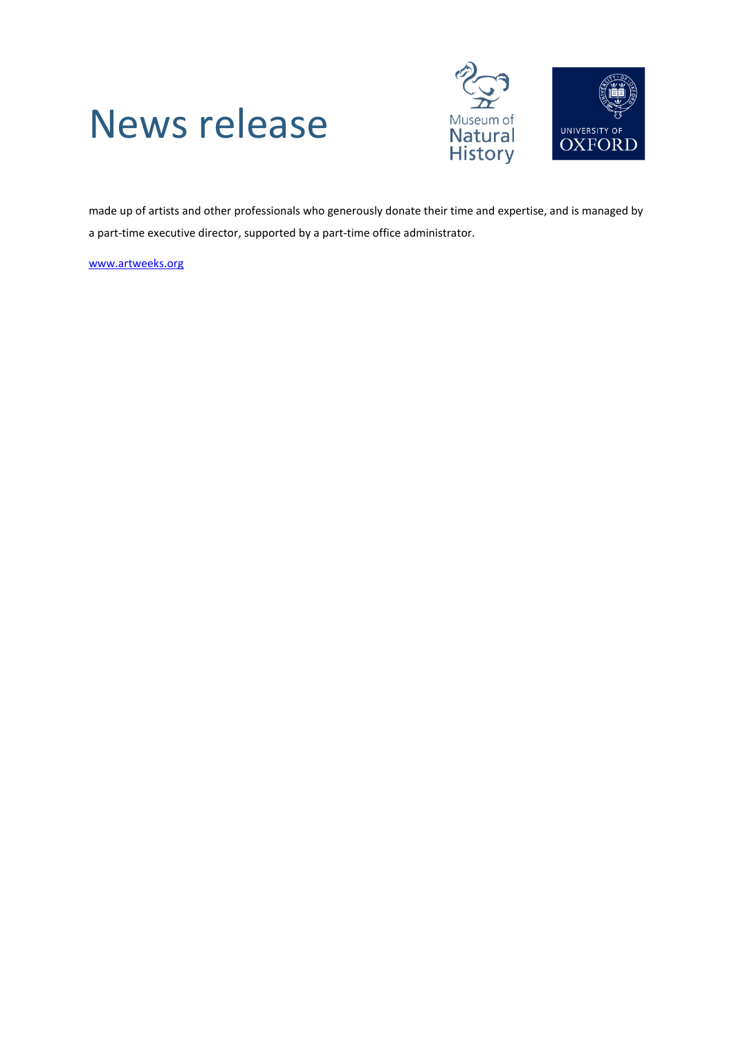made up of artists and other professionals who generously donate their time and expertise, and is managed by a part-time executive director, supported by a part-time office administrator.

www.artweeks.org